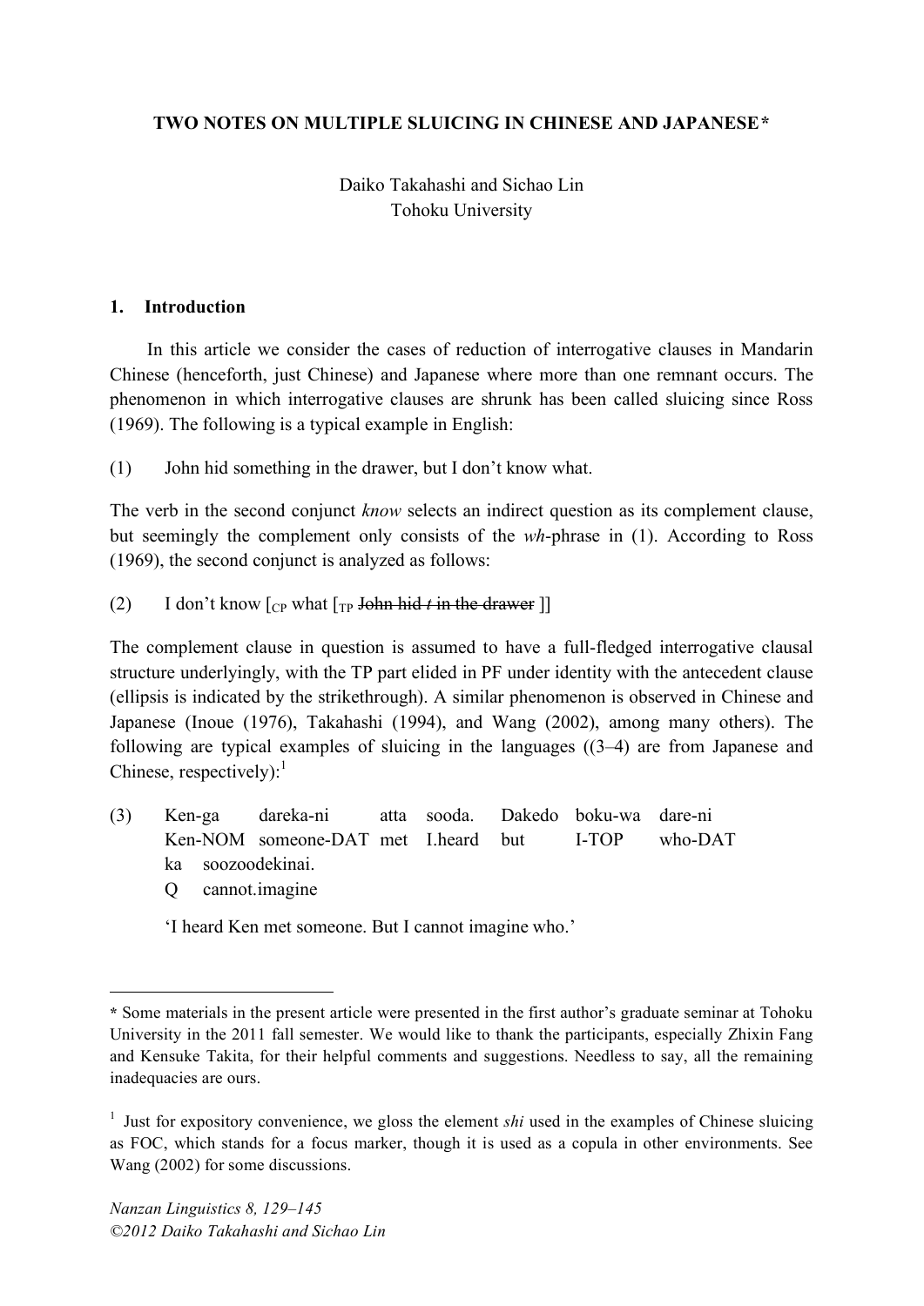# TWO NOTES ON MULTIPLE SLUICING IN CHINESE AND JAPANESE*

Daiko Takahashi and Sichao Lin
Tohoku University

## 1. Introduction

In this article we consider the cases of reduction of interrogative clauses in Mandarin Chinese (henceforth, just Chinese) and Japanese where more than one remnant occurs. The phenomenon in which interrogative clauses are shrunk has been called sluicing since Ross (1969). The following is a typical example in English:

(1) John hid something in the drawer, but I don't know what.

The verb in the second conjunct *know* selects an indirect question as its complement clause, but seemingly the complement only consists of the *wh*-phrase in (1). According to Ross (1969), the second conjunct is analyzed as follows:

(2) I don't know [$_{CP}$ what [$_{TP}$ ~~John hid *t* in the drawer~~ ]]

The complement clause in question is assumed to have a full-fledged interrogative clausal structure underlyingly, with the TP part elided in PF under identity with the antecedent clause (ellipsis is indicated by the strikethrough). A similar phenomenon is observed in Chinese and Japanese (Inoue (1976), Takahashi (1994), and Wang (2002), among many others). The following are typical examples of sluicing in the languages ((3–4) are from Japanese and Chinese, respectively):[1]

(3) Ken-ga dareka-ni atta sooda. Dakedo boku-wa dare-ni
  Ken-NOM someone-DAT met I.heard but I-TOP who-DAT
  ka soozoodekinai.
  Q cannot.imagine

  'I heard Ken met someone. But I cannot imagine who.'

---

\* Some materials in the present article were presented in the first author's graduate seminar at Tohoku University in the 2011 fall semester. We would like to thank the participants, especially Zhixin Fang and Kensuke Takita, for their helpful comments and suggestions. Needless to say, all the remaining inadequacies are ours.

[1] Just for expository convenience, we gloss the element *shi* used in the examples of Chinese sluicing as FOC, which stands for a focus marker, though it is used as a copula in other environments. See Wang (2002) for some discussions.

*Nanzan Linguistics 8, 129–145*
*©2012 Daiko Takahashi and Sichao Lin*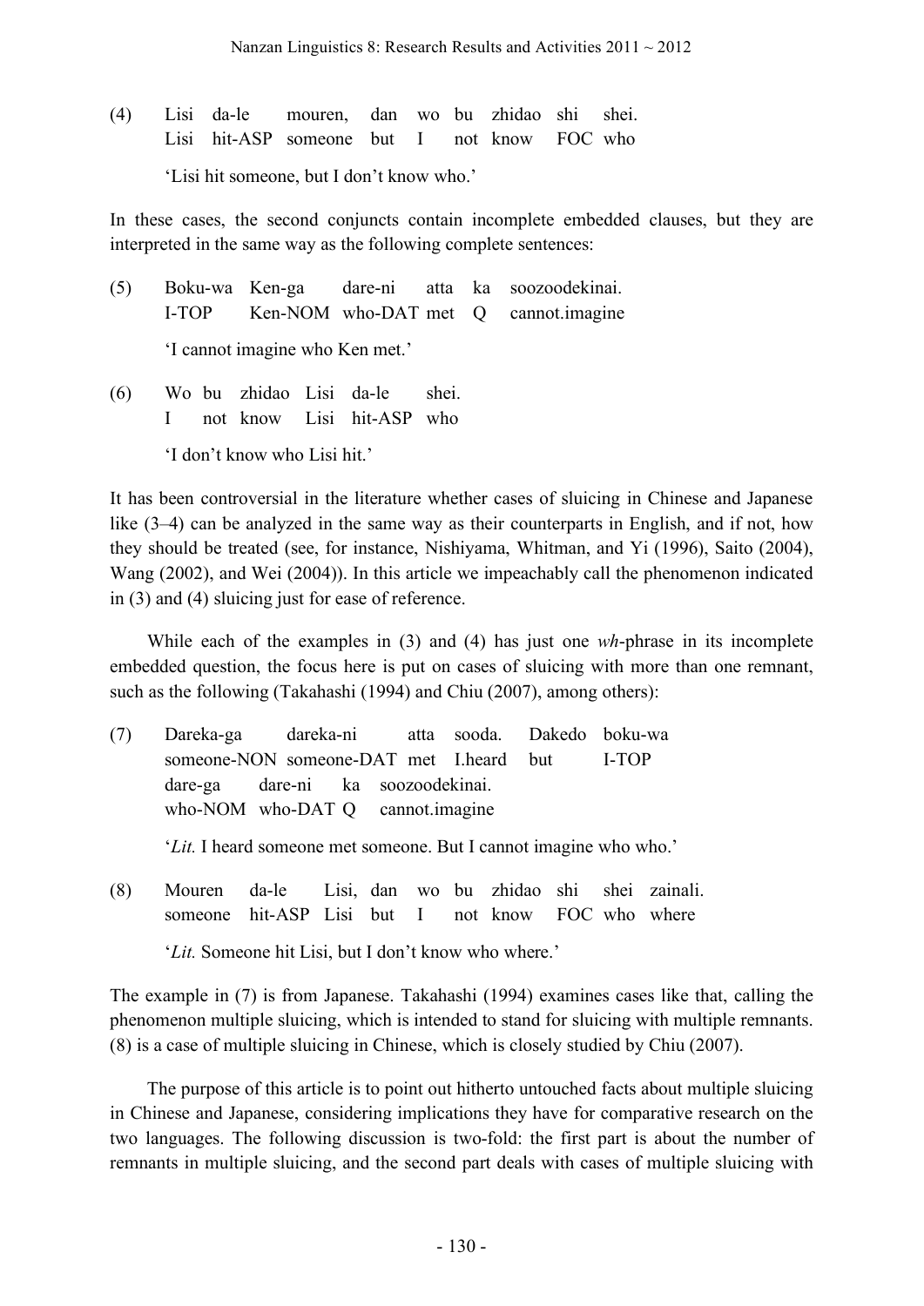(4) Lisi da-le mouren, dan wo bu zhidao shi shei.
    Lisi hit-ASP someone but I not know FOC who

    'Lisi hit someone, but I don't know who.'

In these cases, the second conjuncts contain incomplete embedded clauses, but they are interpreted in the same way as the following complete sentences:

(5) Boku-wa Ken-ga dare-ni atta ka soozoodekinai.
    I-TOP Ken-NOM who-DAT met Q cannot.imagine

    'I cannot imagine who Ken met.'

(6) Wo bu zhidao Lisi da-le shei.
    I not know Lisi hit-ASP who

    'I don't know who Lisi hit.'

It has been controversial in the literature whether cases of sluicing in Chinese and Japanese like (3–4) can be analyzed in the same way as their counterparts in English, and if not, how they should be treated (see, for instance, Nishiyama, Whitman, and Yi (1996), Saito (2004), Wang (2002), and Wei (2004)). In this article we impeachably call the phenomenon indicated in (3) and (4) sluicing just for ease of reference.

While each of the examples in (3) and (4) has just one *wh*-phrase in its incomplete embedded question, the focus here is put on cases of sluicing with more than one remnant, such as the following (Takahashi (1994) and Chiu (2007), among others):

(7) Dareka-ga dareka-ni atta sooda. Dakedo boku-wa
    someone-NON someone-DAT met I.heard but I-TOP
    dare-ga dare-ni ka soozoodekinai.
    who-NOM who-DAT Q cannot.imagine

    '*Lit.* I heard someone met someone. But I cannot imagine who who.'

(8) Mouren da-le Lisi, dan wo bu zhidao shi shei zainali.
    someone hit-ASP Lisi but I not know FOC who where

    '*Lit.* Someone hit Lisi, but I don't know who where.'

The example in (7) is from Japanese. Takahashi (1994) examines cases like that, calling the phenomenon multiple sluicing, which is intended to stand for sluicing with multiple remnants. (8) is a case of multiple sluicing in Chinese, which is closely studied by Chiu (2007).

The purpose of this article is to point out hitherto untouched facts about multiple sluicing in Chinese and Japanese, considering implications they have for comparative research on the two languages. The following discussion is two-fold: the first part is about the number of remnants in multiple sluicing, and the second part deals with cases of multiple sluicing with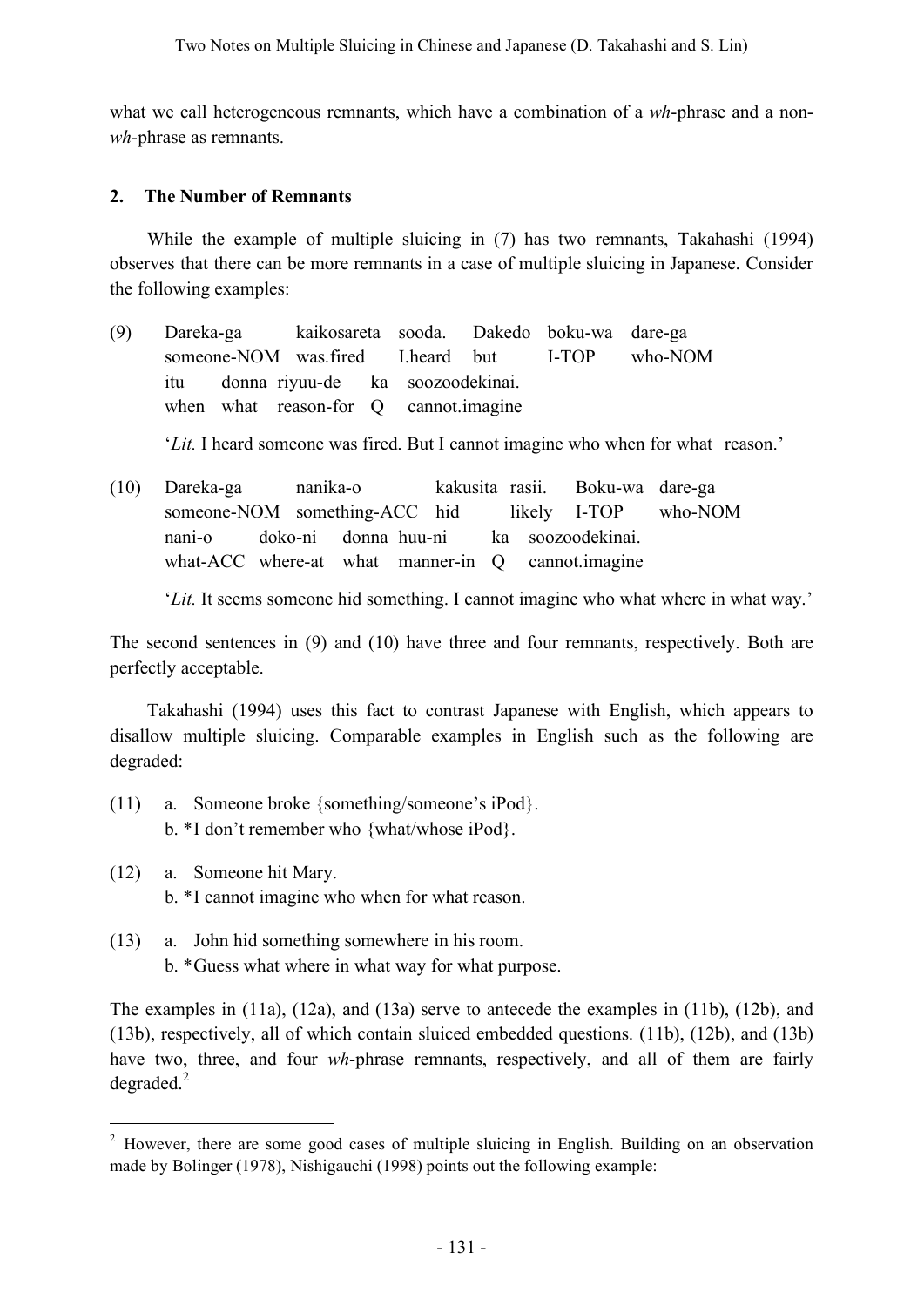what we call heterogeneous remnants, which have a combination of a *wh*-phrase and a non-*wh*-phrase as remnants.

## 2. The Number of Remnants

While the example of multiple sluicing in (7) has two remnants, Takahashi (1994) observes that there can be more remnants in a case of multiple sluicing in Japanese. Consider the following examples:

(9) Dareka-ga kaikosareta sooda. Dakedo boku-wa dare-ga
 someone-NOM was.fired I.heard but I-TOP who-NOM
 itu donna riyuu-de ka soozoodekinai.
 when what reason-for Q cannot.imagine

 '*Lit.* I heard someone was fired. But I cannot imagine who when for what reason.'

(10) Dareka-ga nanika-o kakusita rasii. Boku-wa dare-ga
 someone-NOM something-ACC hid likely I-TOP who-NOM
 nani-o doko-ni donna huu-ni ka soozoodekinai.
 what-ACC where-at what manner-in Q cannot.imagine

 '*Lit.* It seems someone hid something. I cannot imagine who what where in what way.'

The second sentences in (9) and (10) have three and four remnants, respectively. Both are perfectly acceptable.

Takahashi (1994) uses this fact to contrast Japanese with English, which appears to disallow multiple sluicing. Comparable examples in English such as the following are degraded:

(11) a. Someone broke {something/someone's iPod}.
 b. *I don't remember who {what/whose iPod}.

(12) a. Someone hit Mary.
 b. *I cannot imagine who when for what reason.

(13) a. John hid something somewhere in his room.
 b. *Guess what where in what way for what purpose.

The examples in (11a), (12a), and (13a) serve to antecede the examples in (11b), (12b), and (13b), respectively, all of which contain sluiced embedded questions. (11b), (12b), and (13b) have two, three, and four *wh*-phrase remnants, respectively, and all of them are fairly degraded.[2]

---

[2] However, there are some good cases of multiple sluicing in English. Building on an observation made by Bolinger (1978), Nishigauchi (1998) points out the following example: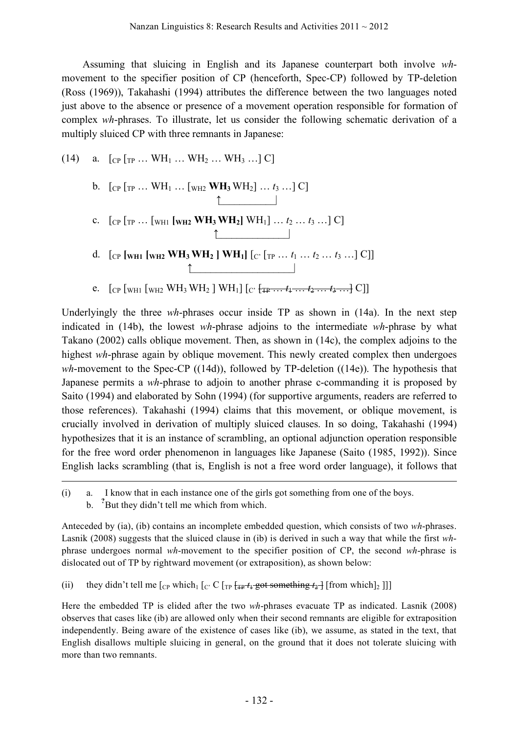Assuming that sluicing in English and its Japanese counterpart both involve *wh*-movement to the specifier position of CP (henceforth, Spec-CP) followed by TP-deletion (Ross (1969)), Takahashi (1994) attributes the difference between the two languages noted just above to the absence or presence of a movement operation responsible for formation of complex *wh*-phrases. To illustrate, let us consider the following schematic derivation of a multiply sluiced CP with three remnants in Japanese:

(14) a. $[_{CP}$ $[_{TP}$ … WH$_1$ … WH$_2$ … WH$_3$ …] C]

b. $[_{CP}$ $[_{TP}$ … WH$_1$ … $[_{WH2}$ **WH$_3$** WH$_2$] … $t_3$ …] C]

c. $[_{CP}$ $[_{TP}$ … $[_{WH1}$ **$[_{WH2}$ WH$_3$ WH$_2$]** WH$_1$] … $t_2$ … $t_3$ …] C]

d. $[_{CP}$ **$[_{WH1}$ $[_{WH2}$ WH$_3$ WH$_2$ ] WH$_1$]** $[_{C'}$ $[_{TP}$ … $t_1$ … $t_2$ … $t_3$ …] C]]

e. $[_{CP}$ $[_{WH1}$ $[_{WH2}$ WH$_3$ WH$_2$ ] WH$_1$] $[_{C'}$ ~~$[_{TP}$ … $t_1$ … $t_2$ … $t_3$ …]~~ C]]

Underlyingly the three *wh*-phrases occur inside TP as shown in (14a). In the next step indicated in (14b), the lowest *wh*-phrase adjoins to the intermediate *wh*-phrase by what Takano (2002) calls oblique movement. Then, as shown in (14c), the complex adjoins to the highest *wh*-phrase again by oblique movement. This newly created complex then undergoes *wh*-movement to the Spec-CP ((14d)), followed by TP-deletion ((14e)). The hypothesis that Japanese permits a *wh*-phrase to adjoin to another phrase c-commanding it is proposed by Saito (1994) and elaborated by Sohn (1994) (for supportive arguments, readers are referred to those references). Takahashi (1994) claims that this movement, or oblique movement, is crucially involved in derivation of multiply sluiced clauses. In so doing, Takahashi (1994) hypothesizes that it is an instance of scrambling, an optional adjunction operation responsible for the free word order phenomenon in languages like Japanese (Saito (1985, 1992)). Since English lacks scrambling (that is, English is not a free word order language), it follows that

---

(i) a. I know that in each instance one of the girls got something from one of the boys.
b. ?But they didn't tell me which from which.

Anteceded by (ia), (ib) contains an incomplete embedded question, which consists of two *wh*-phrases. Lasnik (2008) suggests that the sluiced clause in (ib) is derived in such a way that while the first *wh*-phrase undergoes normal *wh*-movement to the specifier position of CP, the second *wh*-phrase is dislocated out of TP by rightward movement (or extraposition), as shown below:

(ii) they didn't tell me $[_{CP}$ which$_1$ $[_{C'}$ C $[_{TP}$ ~~$[_{TP}$ $t_1$ got something $t_2$ ]~~ [from which]$_2$ ]]]

Here the embedded TP is elided after the two *wh*-phrases evacuate TP as indicated. Lasnik (2008) observes that cases like (ib) are allowed only when their second remnants are eligible for extraposition independently. Being aware of the existence of cases like (ib), we assume, as stated in the text, that English disallows multiple sluicing in general, on the ground that it does not tolerate sluicing with more than two remnants.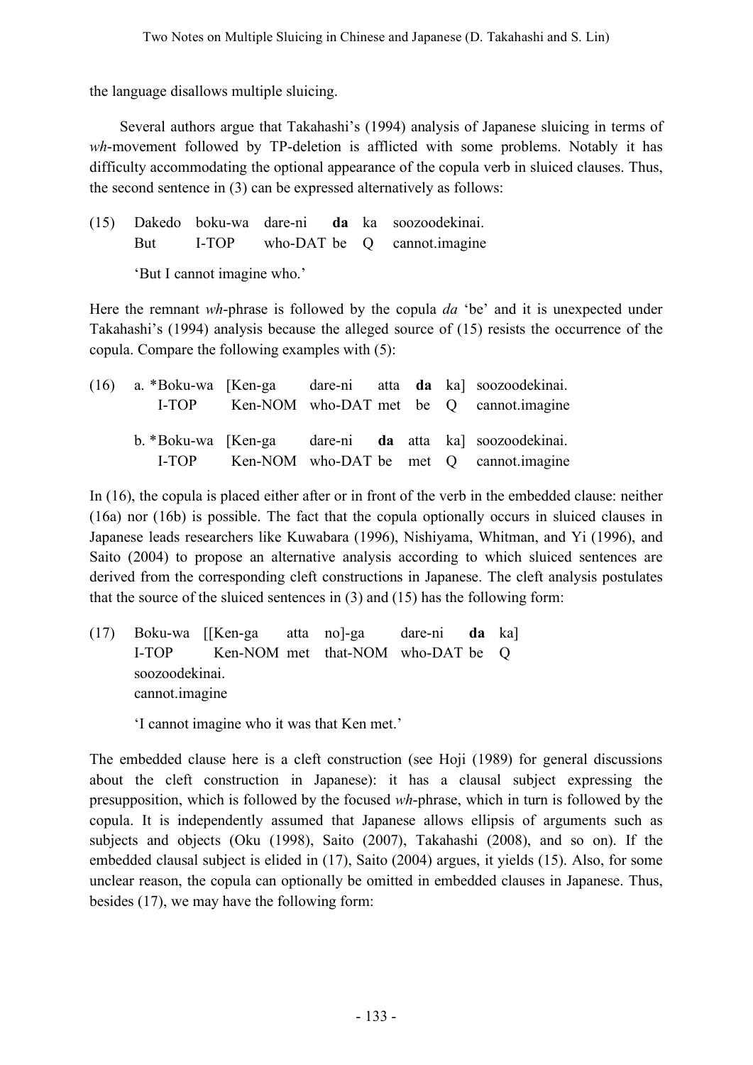the language disallows multiple sluicing.

Several authors argue that Takahashi's (1994) analysis of Japanese sluicing in terms of *wh*-movement followed by TP-deletion is afflicted with some problems. Notably it has difficulty accommodating the optional appearance of the copula verb in sluiced clauses. Thus, the second sentence in (3) can be expressed alternatively as follows:

(15) Dakedo boku-wa dare-ni **da** ka soozoodekinai.
But I-TOP who-DAT be Q cannot.imagine

'But I cannot imagine who.'

Here the remnant *wh*-phrase is followed by the copula *da* 'be' and it is unexpected under Takahashi's (1994) analysis because the alleged source of (15) resists the occurrence of the copula. Compare the following examples with (5):

(16) a. *Boku-wa [Ken-ga dare-ni atta **da** ka] soozoodekinai.
I-TOP Ken-NOM who-DAT met be Q cannot.imagine

b. *Boku-wa [Ken-ga dare-ni **da** atta ka] soozoodekinai.
I-TOP Ken-NOM who-DAT be met Q cannot.imagine

In (16), the copula is placed either after or in front of the verb in the embedded clause: neither (16a) nor (16b) is possible. The fact that the copula optionally occurs in sluiced clauses in Japanese leads researchers like Kuwabara (1996), Nishiyama, Whitman, and Yi (1996), and Saito (2004) to propose an alternative analysis according to which sluiced sentences are derived from the corresponding cleft constructions in Japanese. The cleft analysis postulates that the source of the sluiced sentences in (3) and (15) has the following form:

(17) Boku-wa [[Ken-ga atta no]-ga dare-ni **da** ka]
I-TOP Ken-NOM met that-NOM who-DAT be Q
soozoodekinai.
cannot.imagine

'I cannot imagine who it was that Ken met.'

The embedded clause here is a cleft construction (see Hoji (1989) for general discussions about the cleft construction in Japanese): it has a clausal subject expressing the presupposition, which is followed by the focused *wh*-phrase, which in turn is followed by the copula. It is independently assumed that Japanese allows ellipsis of arguments such as subjects and objects (Oku (1998), Saito (2007), Takahashi (2008), and so on). If the embedded clausal subject is elided in (17), Saito (2004) argues, it yields (15). Also, for some unclear reason, the copula can optionally be omitted in embedded clauses in Japanese. Thus, besides (17), we may have the following form: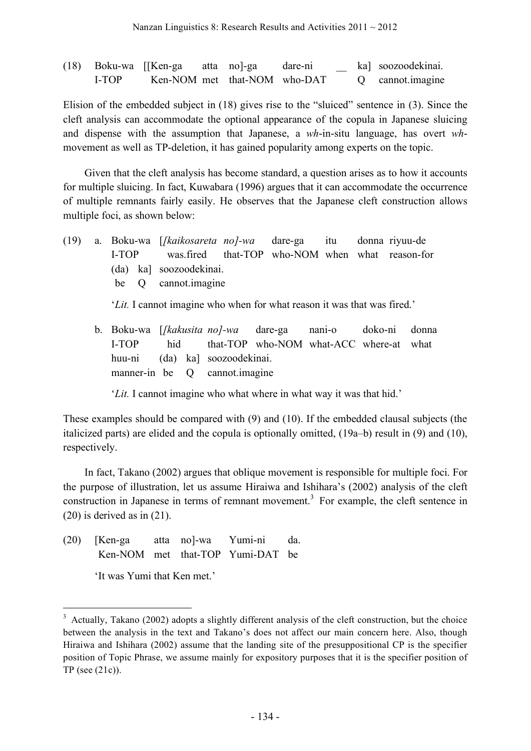(18) Boku-wa [[Ken-ga atta no]-ga dare-ni __ ka] soozoodekinai.
 I-TOP Ken-NOM met that-NOM who-DAT Q cannot.imagine

Elision of the embedded subject in (18) gives rise to the "sluiced" sentence in (3). Since the cleft analysis can accommodate the optional appearance of the copula in Japanese sluicing and dispense with the assumption that Japanese, a *wh*-in-situ language, has overt *wh*-movement as well as TP-deletion, it has gained popularity among experts on the topic.

Given that the cleft analysis has become standard, a question arises as to how it accounts for multiple sluicing. In fact, Kuwabara (1996) argues that it can accommodate the occurrence of multiple remnants fairly easily. He observes that the Japanese cleft construction allows multiple foci, as shown below:

(19) a. Boku-wa [*[kaikosareta no]-wa* dare-ga itu donna riyuu-de
 I-TOP was.fired that-TOP who-NOM when what reason-for
 (da) ka] soozoodekinai.
 be Q cannot.imagine

 '*Lit.* I cannot imagine who when for what reason it was that was fired.'

 b. Boku-wa [*[kakusita no]-wa* dare-ga nani-o doko-ni donna
 I-TOP hid that-TOP who-NOM what-ACC where-at what
 huu-ni (da) ka] soozoodekinai.
 manner-in be Q cannot.imagine

 '*Lit.* I cannot imagine who what where in what way it was that hid.'

These examples should be compared with (9) and (10). If the embedded clausal subjects (the italicized parts) are elided and the copula is optionally omitted, (19a–b) result in (9) and (10), respectively.

In fact, Takano (2002) argues that oblique movement is responsible for multiple foci. For the purpose of illustration, let us assume Hiraiwa and Ishihara's (2002) analysis of the cleft construction in Japanese in terms of remnant movement.[3] For example, the cleft sentence in (20) is derived as in (21).

(20) [Ken-ga atta no]-wa Yumi-ni da.
 Ken-NOM met that-TOP Yumi-DAT be

 'It was Yumi that Ken met.'

---

[3] Actually, Takano (2002) adopts a slightly different analysis of the cleft construction, but the choice between the analysis in the text and Takano's does not affect our main concern here. Also, though Hiraiwa and Ishihara (2002) assume that the landing site of the presuppositional CP is the specifier position of Topic Phrase, we assume mainly for expository purposes that it is the specifier position of TP (see (21c)).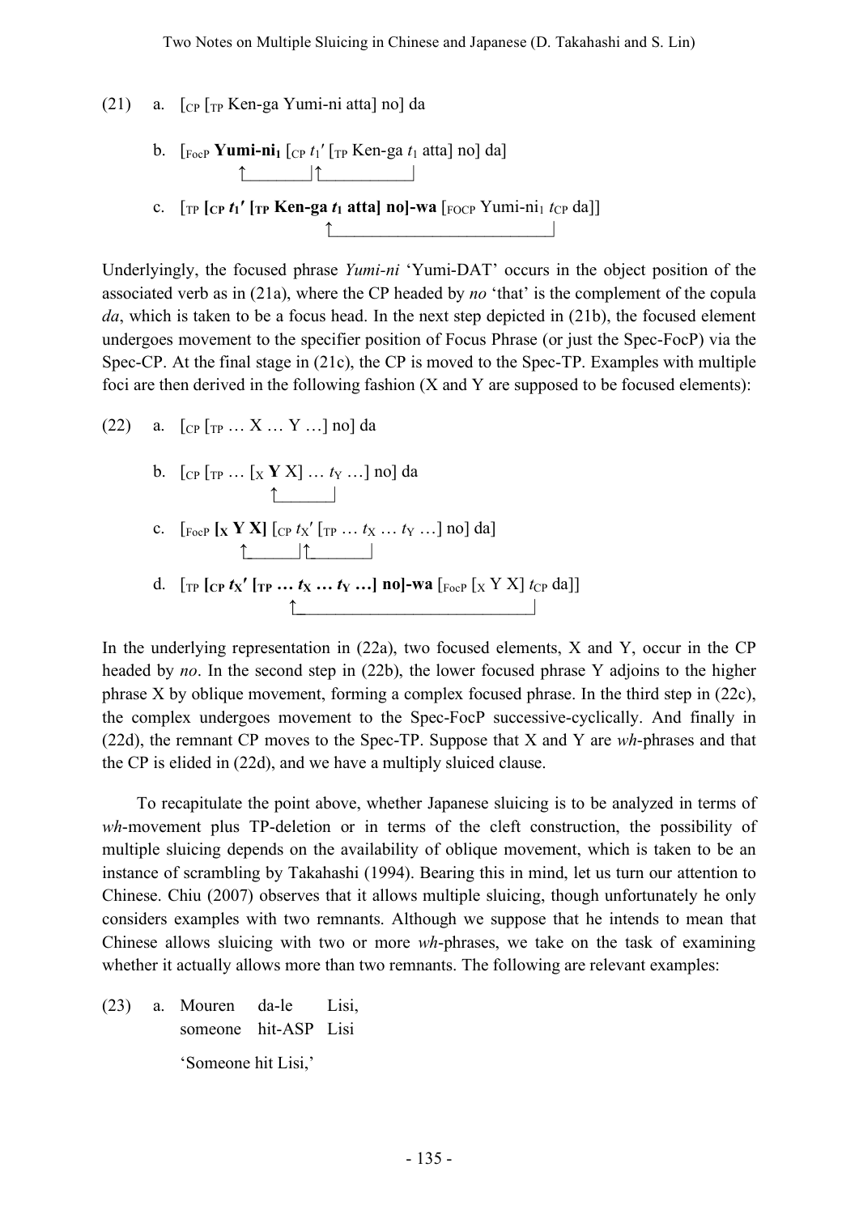(21) a. [$_{CP}$ [$_{TP}$ Ken-ga Yumi-ni atta] no] da

b. [$_{FocP}$ **Yumi-ni$_1$** [$_{CP}$ $t_1'$ [$_{TP}$ Ken-ga $t_1$ atta] no] da]

c. [$_{TP}$ **[$_{CP}$ $t_1'$ [$_{TP}$ Ken-ga $t_1$ atta] no]-wa** [$_{FOCP}$ Yumi-ni$_1$ $t_{CP}$ da]]

Underlyingly, the focused phrase *Yumi-ni* 'Yumi-DAT' occurs in the object position of the associated verb as in (21a), where the CP headed by *no* 'that' is the complement of the copula *da*, which is taken to be a focus head. In the next step depicted in (21b), the focused element undergoes movement to the specifier position of Focus Phrase (or just the Spec-FocP) via the Spec-CP. At the final stage in (21c), the CP is moved to the Spec-TP. Examples with multiple foci are then derived in the following fashion (X and Y are supposed to be focused elements):

(22) a. [$_{CP}$ [$_{TP}$ … X … Y …] no] da

b. [$_{CP}$ [$_{TP}$ … [$_X$ **Y** X] … $t_Y$ …] no] da

c. [$_{FocP}$ **[$_X$ Y X]** [$_{CP}$ $t_X'$ [$_{TP}$ … $t_X$ … $t_Y$ …] no] da]

d. [$_{TP}$ **[$_{CP}$ $t_X'$ [$_{TP}$ … $t_X$ … $t_Y$ …] no]-wa** [$_{FocP}$ [$_X$ Y X] $t_{CP}$ da]]

In the underlying representation in (22a), two focused elements, X and Y, occur in the CP headed by *no*. In the second step in (22b), the lower focused phrase Y adjoins to the higher phrase X by oblique movement, forming a complex focused phrase. In the third step in (22c), the complex undergoes movement to the Spec-FocP successive-cyclically. And finally in (22d), the remnant CP moves to the Spec-TP. Suppose that X and Y are *wh*-phrases and that the CP is elided in (22d), and we have a multiply sluiced clause.

To recapitulate the point above, whether Japanese sluicing is to be analyzed in terms of *wh*-movement plus TP-deletion or in terms of the cleft construction, the possibility of multiple sluicing depends on the availability of oblique movement, which is taken to be an instance of scrambling by Takahashi (1994). Bearing this in mind, let us turn our attention to Chinese. Chiu (2007) observes that it allows multiple sluicing, though unfortunately he only considers examples with two remnants. Although we suppose that he intends to mean that Chinese allows sluicing with two or more *wh*-phrases, we take on the task of examining whether it actually allows more than two remnants. The following are relevant examples:

(23) a. Mouren da-le Lisi,
someone hit-ASP Lisi

'Someone hit Lisi,'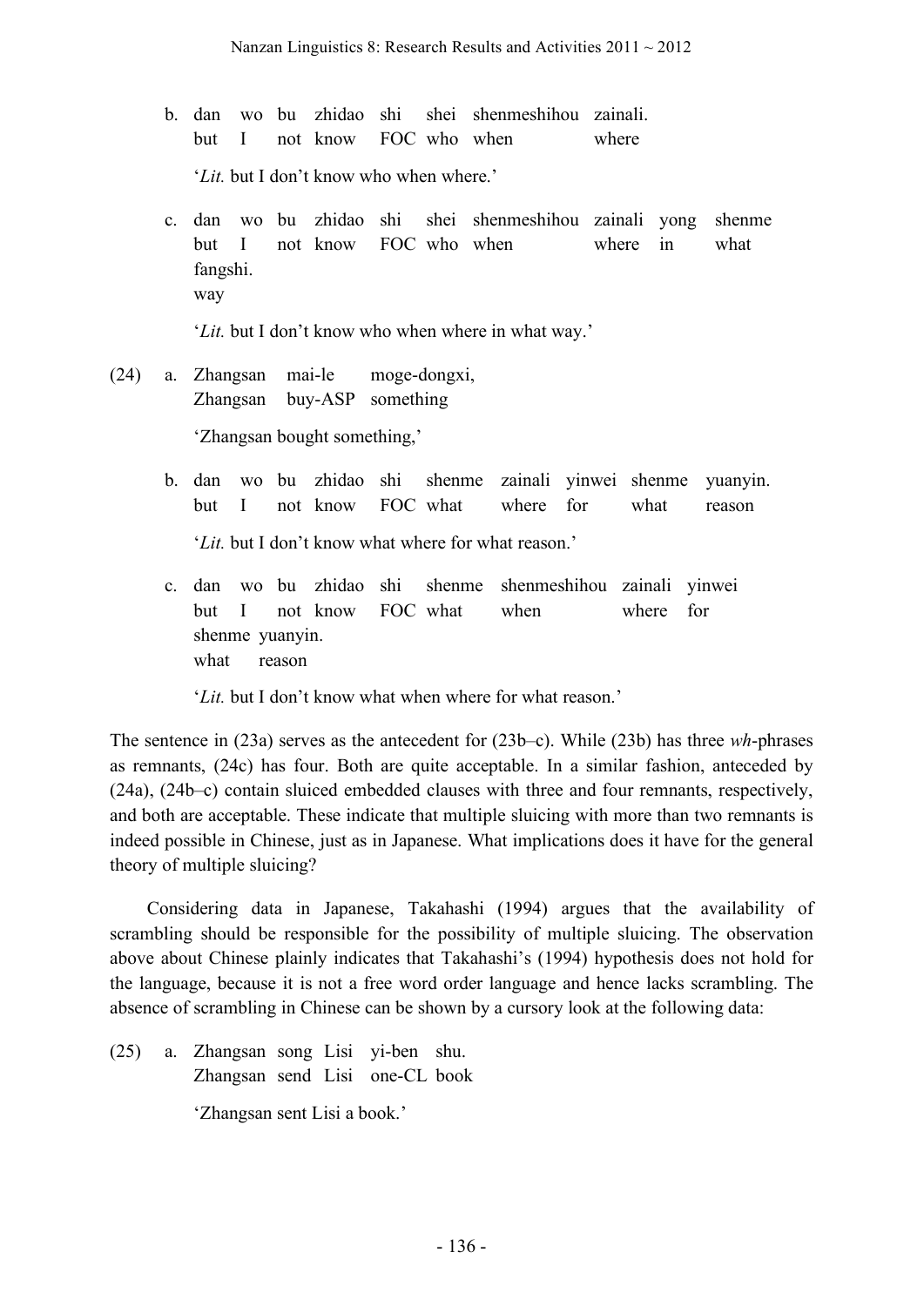b. dan wo bu zhidao shi shei shenmeshihou zainali.
   but I not know FOC who when where

   '*Lit.* but I don't know who when where.'

c. dan wo bu zhidao shi shei shenmeshihou zainali yong shenme fangshi.
   but I not know FOC who when where in what way

   '*Lit.* but I don't know who when where in what way.'

(24) a. Zhangsan mai-le moge-dongxi,
   Zhangsan buy-ASP something

   'Zhangsan bought something,'

b. dan wo bu zhidao shi shenme zainali yinwei shenme yuanyin.
   but I not know FOC what where for what reason

   '*Lit.* but I don't know what where for what reason.'

c. dan wo bu zhidao shi shenme shenmeshihou zainali yinwei shenme yuanyin.
   but I not know FOC what when where for what reason

   '*Lit.* but I don't know what when where for what reason.'

The sentence in (23a) serves as the antecedent for (23b–c). While (23b) has three *wh*-phrases as remnants, (24c) has four. Both are quite acceptable. In a similar fashion, anteceded by (24a), (24b–c) contain sluiced embedded clauses with three and four remnants, respectively, and both are acceptable. These indicate that multiple sluicing with more than two remnants is indeed possible in Chinese, just as in Japanese. What implications does it have for the general theory of multiple sluicing?

Considering data in Japanese, Takahashi (1994) argues that the availability of scrambling should be responsible for the possibility of multiple sluicing. The observation above about Chinese plainly indicates that Takahashi's (1994) hypothesis does not hold for the language, because it is not a free word order language and hence lacks scrambling. The absence of scrambling in Chinese can be shown by a cursory look at the following data:

(25) a. Zhangsan song Lisi yi-ben shu.
   Zhangsan send Lisi one-CL book

   'Zhangsan sent Lisi a book.'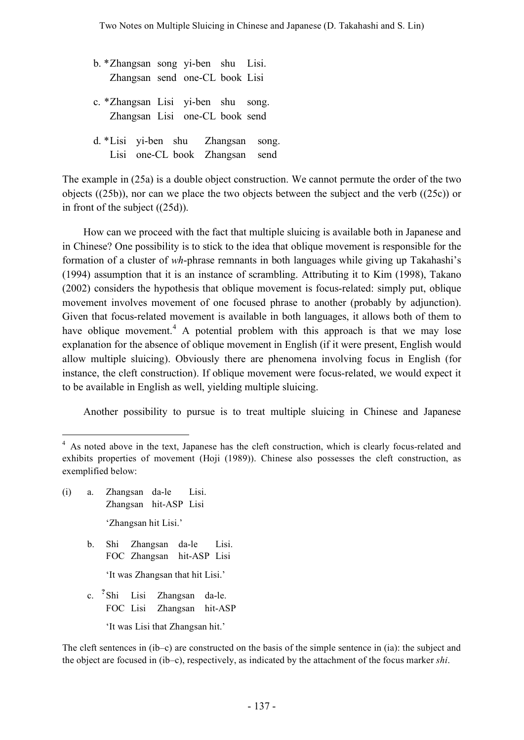b. *Zhangsan song yi-ben shu Lisi.
   Zhangsan send one-CL book Lisi

c. *Zhangsan Lisi yi-ben shu song.
   Zhangsan Lisi one-CL book send

d. *Lisi yi-ben shu Zhangsan song.
   Lisi one-CL book Zhangsan send

The example in (25a) is a double object construction. We cannot permute the order of the two objects ((25b)), nor can we place the two objects between the subject and the verb ((25c)) or in front of the subject ((25d)).

How can we proceed with the fact that multiple sluicing is available both in Japanese and in Chinese? One possibility is to stick to the idea that oblique movement is responsible for the formation of a cluster of *wh*-phrase remnants in both languages while giving up Takahashi's (1994) assumption that it is an instance of scrambling. Attributing it to Kim (1998), Takano (2002) considers the hypothesis that oblique movement is focus-related: simply put, oblique movement involves movement of one focused phrase to another (probably by adjunction). Given that focus-related movement is available in both languages, it allows both of them to have oblique movement.[4] A potential problem with this approach is that we may lose explanation for the absence of oblique movement in English (if it were present, English would allow multiple sluicing). Obviously there are phenomena involving focus in English (for instance, the cleft construction). If oblique movement were focus-related, we would expect it to be available in English as well, yielding multiple sluicing.

Another possibility to pursue is to treat multiple sluicing in Chinese and Japanese

---

[4] As noted above in the text, Japanese has the cleft construction, which is clearly focus-related and exhibits properties of movement (Hoji (1989)). Chinese also possesses the cleft construction, as exemplified below:

(i) a. Zhangsan da-le Lisi.
   Zhangsan hit-ASP Lisi
   'Zhangsan hit Lisi.'

b. Shi Zhangsan da-le Lisi.
   FOC Zhangsan hit-ASP Lisi
   'It was Zhangsan that hit Lisi.'

c. ?Shi Lisi Zhangsan da-le.
   FOC Lisi Zhangsan hit-ASP
   'It was Lisi that Zhangsan hit.'

The cleft sentences in (ib–c) are constructed on the basis of the simple sentence in (ia): the subject and the object are focused in (ib–c), respectively, as indicated by the attachment of the focus marker *shi*.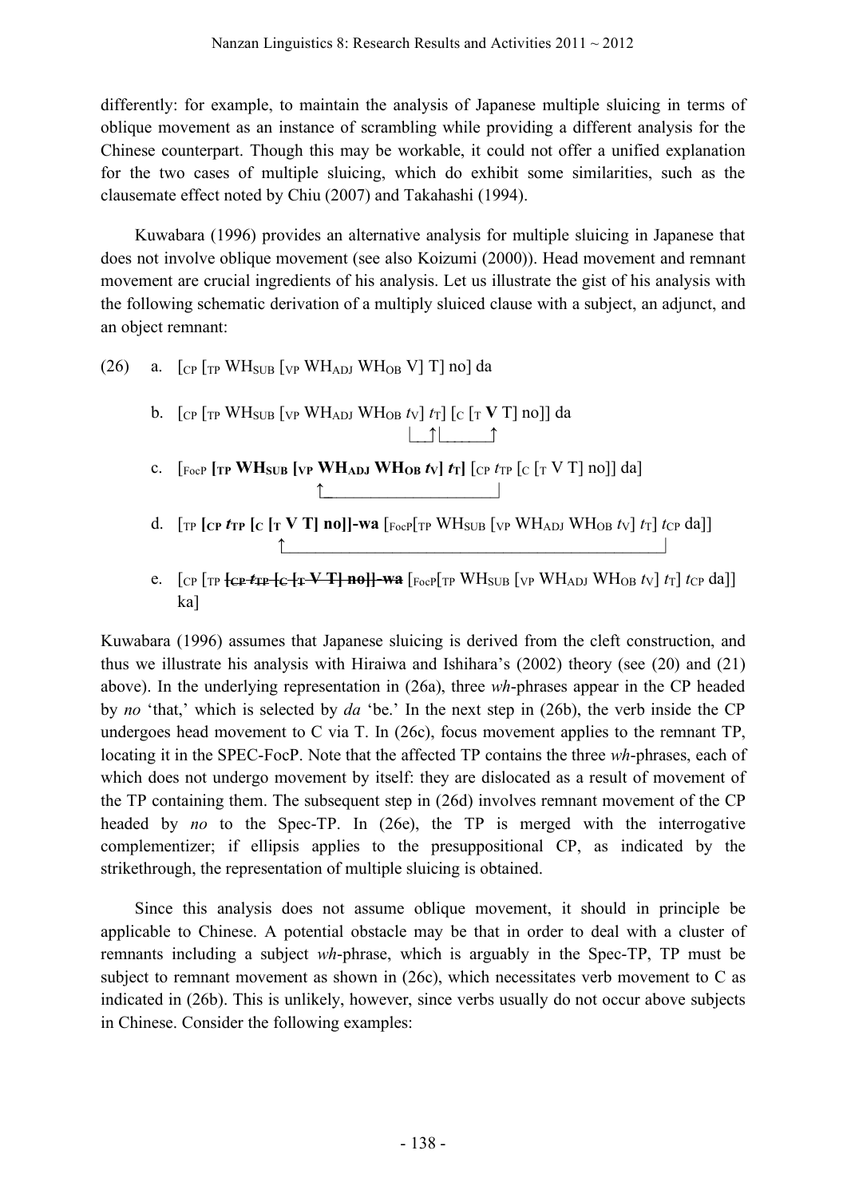differently: for example, to maintain the analysis of Japanese multiple sluicing in terms of oblique movement as an instance of scrambling while providing a different analysis for the Chinese counterpart. Though this may be workable, it could not offer a unified explanation for the two cases of multiple sluicing, which do exhibit some similarities, such as the clausemate effect noted by Chiu (2007) and Takahashi (1994).

Kuwabara (1996) provides an alternative analysis for multiple sluicing in Japanese that does not involve oblique movement (see also Koizumi (2000)). Head movement and remnant movement are crucial ingredients of his analysis. Let us illustrate the gist of his analysis with the following schematic derivation of a multiply sluiced clause with a subject, an adjunct, and an object remnant:

(26) a. [$_{CP}$ [$_{TP}$ WH$_{SUB}$ [$_{VP}$ WH$_{ADJ}$ WH$_{OB}$ V] T] no] da

b. [$_{CP}$ [$_{TP}$ WH$_{SUB}$ [$_{VP}$ WH$_{ADJ}$ WH$_{OB}$ $t_V$] $t_T$] [$_C$ [$_T$ **V** T] no]] da

c. [$_{FocP}$ **[$_{TP}$ WH$_{SUB}$ [$_{VP}$ WH$_{ADJ}$ WH$_{OB}$ $t_V$] $t_T$]** [$_{CP}$ $t_{TP}$ [$_C$ [$_T$ V T] no]] da]

d. [$_{TP}$ **[$_{CP}$ $t_{TP}$ [$_C$ [$_T$ V T] no]]-wa** [$_{FocP}$[$_{TP}$ WH$_{SUB}$ [$_{VP}$ WH$_{ADJ}$ WH$_{OB}$ $t_V$] $t_T$] $t_{CP}$ da]]

e. [$_{CP}$ [$_{TP}$ ~~[$_{CP}$ $t_{TP}$ [$_C$ [$_T$ V T] no]]-wa~~ [$_{FocP}$[$_{TP}$ WH$_{SUB}$ [$_{VP}$ WH$_{ADJ}$ WH$_{OB}$ $t_V$] $t_T$] $t_{CP}$ da]] ka]

Kuwabara (1996) assumes that Japanese sluicing is derived from the cleft construction, and thus we illustrate his analysis with Hiraiwa and Ishihara's (2002) theory (see (20) and (21) above). In the underlying representation in (26a), three *wh*-phrases appear in the CP headed by *no* 'that,' which is selected by *da* 'be.' In the next step in (26b), the verb inside the CP undergoes head movement to C via T. In (26c), focus movement applies to the remnant TP, locating it in the SPEC-FocP. Note that the affected TP contains the three *wh*-phrases, each of which does not undergo movement by itself: they are dislocated as a result of movement of the TP containing them. The subsequent step in (26d) involves remnant movement of the CP headed by *no* to the Spec-TP. In (26e), the TP is merged with the interrogative complementizer; if ellipsis applies to the presuppositional CP, as indicated by the strikethrough, the representation of multiple sluicing is obtained.

Since this analysis does not assume oblique movement, it should in principle be applicable to Chinese. A potential obstacle may be that in order to deal with a cluster of remnants including a subject *wh*-phrase, which is arguably in the Spec-TP, TP must be subject to remnant movement as shown in (26c), which necessitates verb movement to C as indicated in (26b). This is unlikely, however, since verbs usually do not occur above subjects in Chinese. Consider the following examples: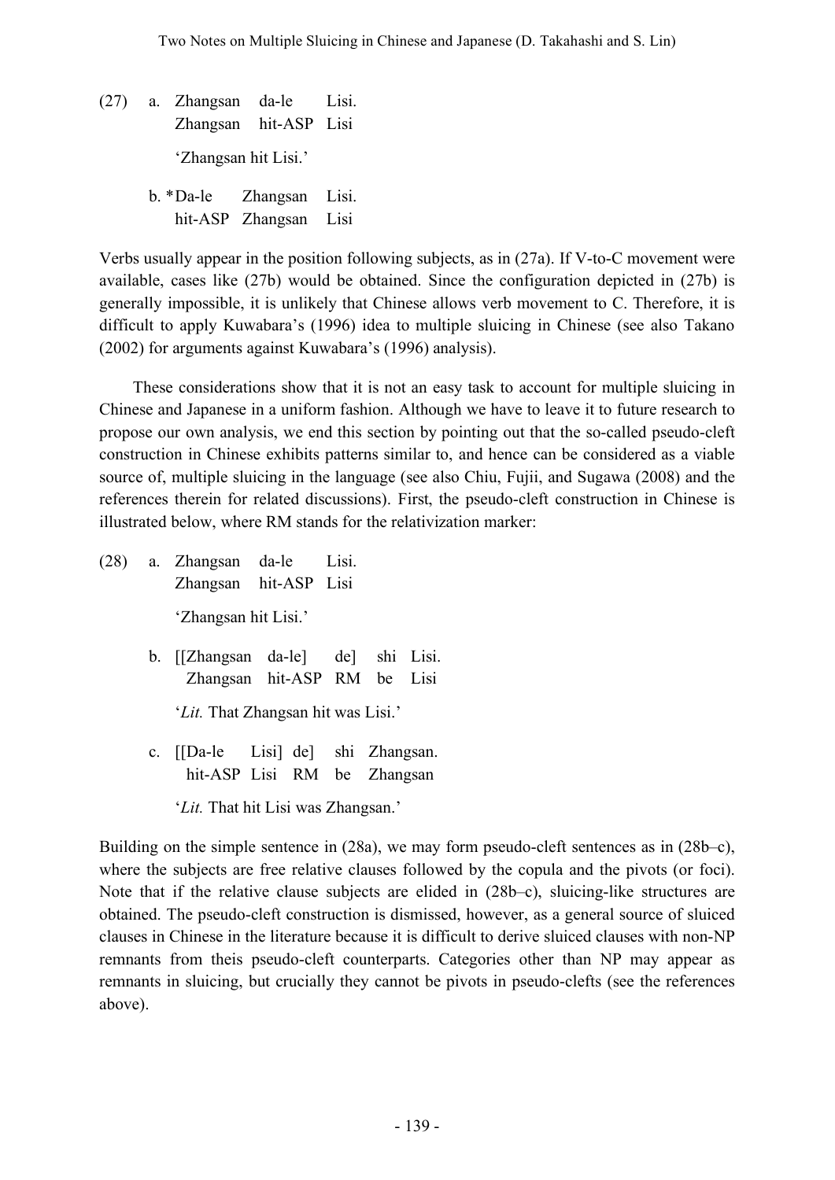(27) a. Zhangsan da-le Lisi.
Zhangsan hit-ASP Lisi

'Zhangsan hit Lisi.'

b. *Da-le Zhangsan Lisi.
hit-ASP Zhangsan Lisi

Verbs usually appear in the position following subjects, as in (27a). If V-to-C movement were available, cases like (27b) would be obtained. Since the configuration depicted in (27b) is generally impossible, it is unlikely that Chinese allows verb movement to C. Therefore, it is difficult to apply Kuwabara's (1996) idea to multiple sluicing in Chinese (see also Takano (2002) for arguments against Kuwabara's (1996) analysis).

These considerations show that it is not an easy task to account for multiple sluicing in Chinese and Japanese in a uniform fashion. Although we have to leave it to future research to propose our own analysis, we end this section by pointing out that the so-called pseudo-cleft construction in Chinese exhibits patterns similar to, and hence can be considered as a viable source of, multiple sluicing in the language (see also Chiu, Fujii, and Sugawa (2008) and the references therein for related discussions). First, the pseudo-cleft construction in Chinese is illustrated below, where RM stands for the relativization marker:

(28) a. Zhangsan da-le Lisi.
Zhangsan hit-ASP Lisi

'Zhangsan hit Lisi.'

b. [[Zhangsan da-le] de] shi Lisi.
Zhangsan hit-ASP RM be Lisi

'*Lit.* That Zhangsan hit was Lisi.'

c. [[Da-le Lisi] de] shi Zhangsan.
hit-ASP Lisi RM be Zhangsan

'*Lit.* That hit Lisi was Zhangsan.'

Building on the simple sentence in (28a), we may form pseudo-cleft sentences as in (28b–c), where the subjects are free relative clauses followed by the copula and the pivots (or foci). Note that if the relative clause subjects are elided in (28b–c), sluicing-like structures are obtained. The pseudo-cleft construction is dismissed, however, as a general source of sluiced clauses in Chinese in the literature because it is difficult to derive sluiced clauses with non-NP remnants from theis pseudo-cleft counterparts. Categories other than NP may appear as remnants in sluicing, but crucially they cannot be pivots in pseudo-clefts (see the references above).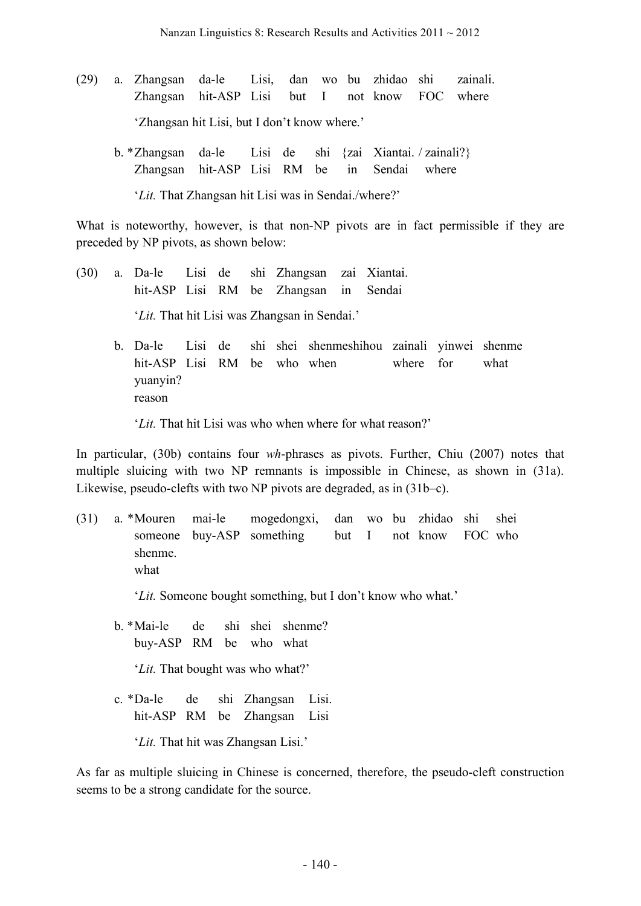(29) a. Zhangsan da-le Lisi, dan wo bu zhidao shi zainali.
 Zhangsan hit-ASP Lisi but I not know FOC where
 'Zhangsan hit Lisi, but I don't know where.'

 b. *Zhangsan da-le Lisi de shi {zai Xiantai. / zainali?}
 Zhangsan hit-ASP Lisi RM be in Sendai where
 '*Lit.* That Zhangsan hit Lisi was in Sendai./where?'

What is noteworthy, however, is that non-NP pivots are in fact permissible if they are preceded by NP pivots, as shown below:

(30) a. Da-le Lisi de shi Zhangsan zai Xiantai.
 hit-ASP Lisi RM be Zhangsan in Sendai
 '*Lit.* That hit Lisi was Zhangsan in Sendai.'

 b. Da-le Lisi de shi shei shenmeshihou zainali yinwei shenme yuanyin?
 hit-ASP Lisi RM be who when where for what reason
 '*Lit.* That hit Lisi was who when where for what reason?'

In particular, (30b) contains four *wh*-phrases as pivots. Further, Chiu (2007) notes that multiple sluicing with two NP remnants is impossible in Chinese, as shown in (31a). Likewise, pseudo-clefts with two NP pivots are degraded, as in (31b–c).

(31) a. *Mouren mai-le mogedongxi, dan wo bu zhidao shi shei shenme.
 someone buy-ASP something but I not know FOC who what
 '*Lit.* Someone bought something, but I don't know who what.'

 b. *Mai-le de shi shei shenme?
 buy-ASP RM be who what
 '*Lit.* That bought was who what?'

 c. *Da-le de shi Zhangsan Lisi.
 hit-ASP RM be Zhangsan Lisi
 '*Lit.* That hit was Zhangsan Lisi.'

As far as multiple sluicing in Chinese is concerned, therefore, the pseudo-cleft construction seems to be a strong candidate for the source.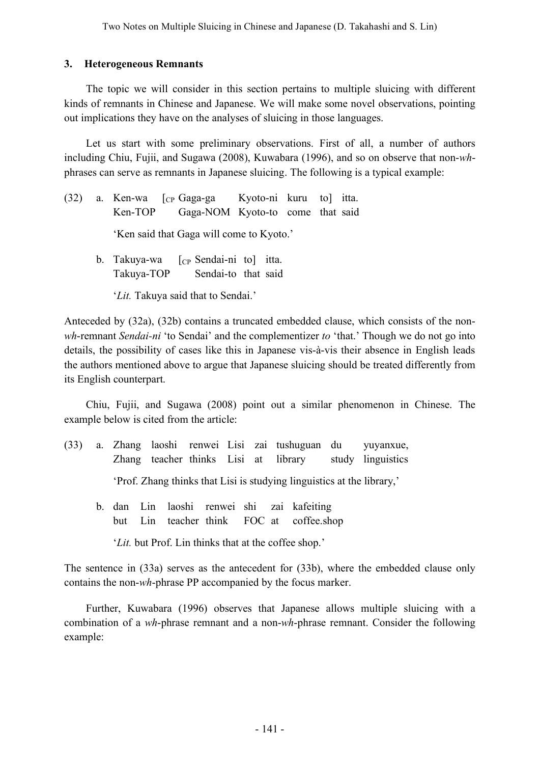## 3. Heterogeneous Remnants

The topic we will consider in this section pertains to multiple sluicing with different kinds of remnants in Chinese and Japanese. We will make some novel observations, pointing out implications they have on the analyses of sluicing in those languages.

Let us start with some preliminary observations. First of all, a number of authors including Chiu, Fujii, and Sugawa (2008), Kuwabara (1996), and so on observe that non-*wh*-phrases can serve as remnants in Japanese sluicing. The following is a typical example:

(32) a. Ken-wa [$_{CP}$ Gaga-ga Kyoto-ni kuru to] itta.
Ken-TOP Gaga-NOM Kyoto-to come that said

'Ken said that Gaga will come to Kyoto.'

b. Takuya-wa [$_{CP}$ Sendai-ni to] itta.
Takuya-TOP Sendai-to that said

'*Lit.* Takuya said that to Sendai.'

Anteceded by (32a), (32b) contains a truncated embedded clause, which consists of the non-*wh*-remnant *Sendai-ni* 'to Sendai' and the complementizer *to* 'that.' Though we do not go into details, the possibility of cases like this in Japanese vis-à-vis their absence in English leads the authors mentioned above to argue that Japanese sluicing should be treated differently from its English counterpart.

Chiu, Fujii, and Sugawa (2008) point out a similar phenomenon in Chinese. The example below is cited from the article:

(33) a. Zhang laoshi renwei Lisi zai tushuguan du yuyanxue,
Zhang teacher thinks Lisi at library study linguistics

'Prof. Zhang thinks that Lisi is studying linguistics at the library,'

b. dan Lin laoshi renwei shi zai kafeiting
but Lin teacher think FOC at coffee.shop

'*Lit.* but Prof. Lin thinks that at the coffee shop.'

The sentence in (33a) serves as the antecedent for (33b), where the embedded clause only contains the non-*wh*-phrase PP accompanied by the focus marker.

Further, Kuwabara (1996) observes that Japanese allows multiple sluicing with a combination of a *wh*-phrase remnant and a non-*wh*-phrase remnant. Consider the following example: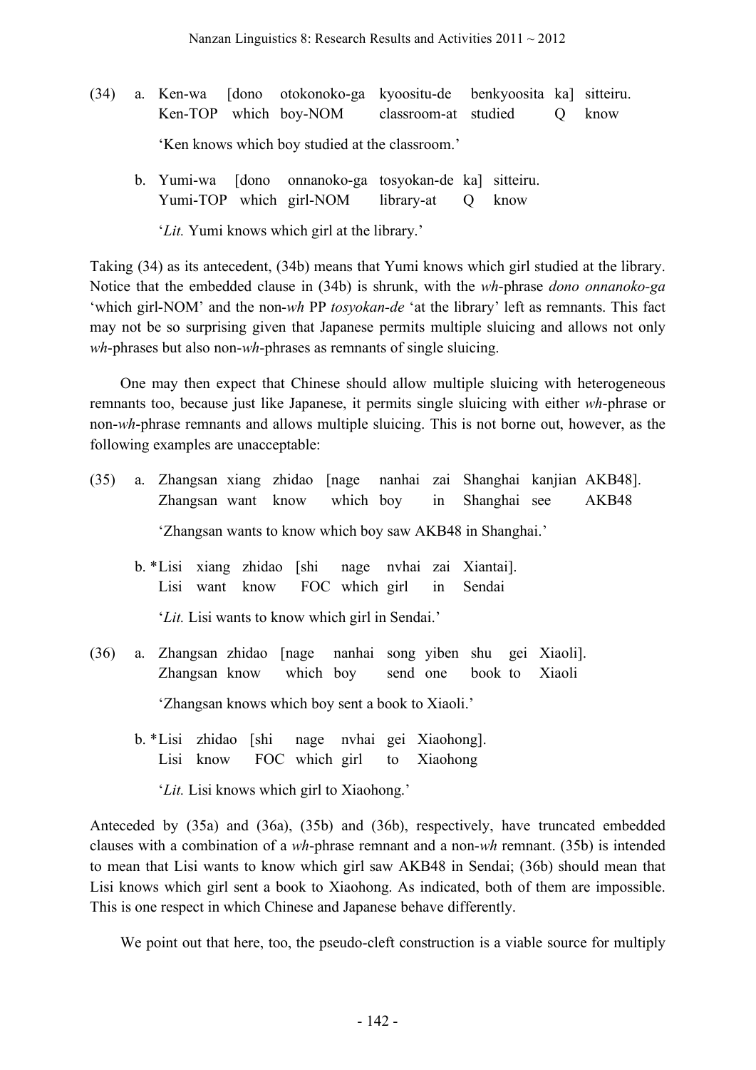(34) a. Ken-wa [dono otokonoko-ga kyoositu-de benkyoosita ka] sitteiru.
  Ken-TOP which boy-NOM classroom-at studied Q know

  'Ken knows which boy studied at the classroom.'

 b. Yumi-wa [dono onnanoko-ga tosyokan-de ka] sitteiru.
  Yumi-TOP which girl-NOM library-at Q know

  '*Lit.* Yumi knows which girl at the library.'

Taking (34) as its antecedent, (34b) means that Yumi knows which girl studied at the library. Notice that the embedded clause in (34b) is shrunk, with the *wh*-phrase *dono onnanoko-ga* 'which girl-NOM' and the non-*wh* PP *tosyokan-de* 'at the library' left as remnants. This fact may not be so surprising given that Japanese permits multiple sluicing and allows not only *wh*-phrases but also non-*wh*-phrases as remnants of single sluicing.

One may then expect that Chinese should allow multiple sluicing with heterogeneous remnants too, because just like Japanese, it permits single sluicing with either *wh*-phrase or non-*wh*-phrase remnants and allows multiple sluicing. This is not borne out, however, as the following examples are unacceptable:

(35) a. Zhangsan xiang zhidao [nage nanhai zai Shanghai kanjian AKB48].
  Zhangsan want know which boy in Shanghai see AKB48

  'Zhangsan wants to know which boy saw AKB48 in Shanghai.'

 b. *Lisi xiang zhidao [shi nage nvhai zai Xiantai].
  Lisi want know FOC which girl in Sendai

  '*Lit.* Lisi wants to know which girl in Sendai.'

(36) a. Zhangsan zhidao [nage nanhai song yiben shu gei Xiaoli].
  Zhangsan know which boy send one book to Xiaoli

  'Zhangsan knows which boy sent a book to Xiaoli.'

 b. *Lisi zhidao [shi nage nvhai gei Xiaohong].
  Lisi know FOC which girl to Xiaohong

  '*Lit.* Lisi knows which girl to Xiaohong.'

Anteceded by (35a) and (36a), (35b) and (36b), respectively, have truncated embedded clauses with a combination of a *wh*-phrase remnant and a non-*wh* remnant. (35b) is intended to mean that Lisi wants to know which girl saw AKB48 in Sendai; (36b) should mean that Lisi knows which girl sent a book to Xiaohong. As indicated, both of them are impossible. This is one respect in which Chinese and Japanese behave differently.

We point out that here, too, the pseudo-cleft construction is a viable source for multiply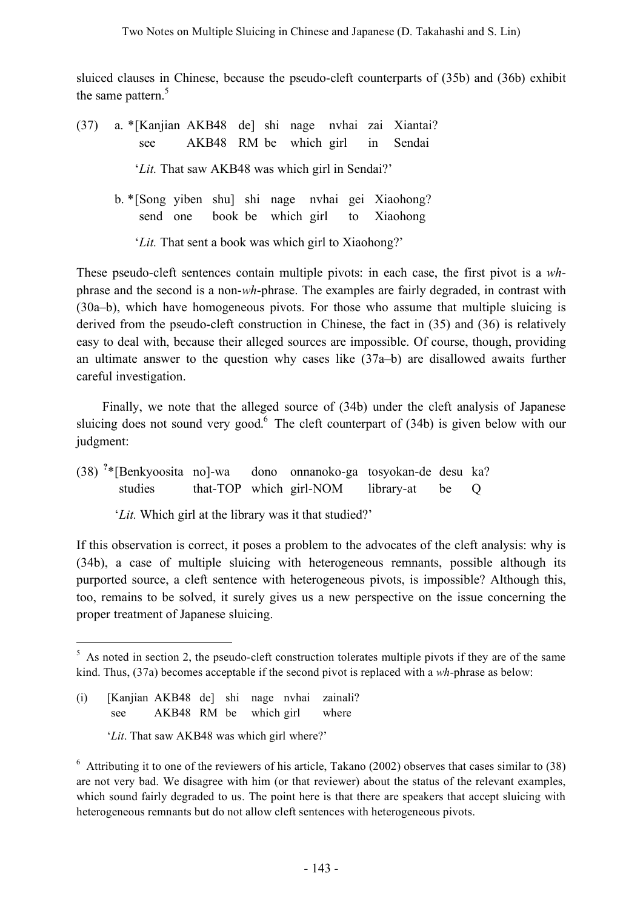sluiced clauses in Chinese, because the pseudo-cleft counterparts of (35b) and (36b) exhibit the same pattern.[5]

(37) a. *[Kanjian AKB48 de] shi nage nvhai zai Xiantai?
    see AKB48 RM be which girl in Sendai

    '*Lit.* That saw AKB48 was which girl in Sendai?'

  b. *[Song yiben shu] shi nage nvhai gei Xiaohong?
    send one book be which girl to Xiaohong

    '*Lit.* That sent a book was which girl to Xiaohong?'

These pseudo-cleft sentences contain multiple pivots: in each case, the first pivot is a *wh*-phrase and the second is a non-*wh*-phrase. The examples are fairly degraded, in contrast with (30a–b), which have homogeneous pivots. For those who assume that multiple sluicing is derived from the pseudo-cleft construction in Chinese, the fact in (35) and (36) is relatively easy to deal with, because their alleged sources are impossible. Of course, though, providing an ultimate answer to the question why cases like (37a–b) are disallowed awaits further careful investigation.

Finally, we note that the alleged source of (34b) under the cleft analysis of Japanese sluicing does not sound very good.[6] The cleft counterpart of (34b) is given below with our judgment:

(38) ?*[Benkyoosita no]-wa dono onnanoko-ga tosyokan-de desu ka?
   studies that-TOP which girl-NOM library-at be Q

   '*Lit.* Which girl at the library was it that studied?'

If this observation is correct, it poses a problem to the advocates of the cleft analysis: why is (34b), a case of multiple sluicing with heterogeneous remnants, possible although its purported source, a cleft sentence with heterogeneous pivots, is impossible? Although this, too, remains to be solved, it surely gives us a new perspective on the issue concerning the proper treatment of Japanese sluicing.

---

[5] As noted in section 2, the pseudo-cleft construction tolerates multiple pivots if they are of the same kind. Thus, (37a) becomes acceptable if the second pivot is replaced with a *wh*-phrase as below:

(i) [Kanjian AKB48 de] shi nage nvhai zainali?
  see AKB48 RM be which girl where

  '*Lit*. That saw AKB48 was which girl where?'

[6] Attributing it to one of the reviewers of his article, Takano (2002) observes that cases similar to (38) are not very bad. We disagree with him (or that reviewer) about the status of the relevant examples, which sound fairly degraded to us. The point here is that there are speakers that accept sluicing with heterogeneous remnants but do not allow cleft sentences with heterogeneous pivots.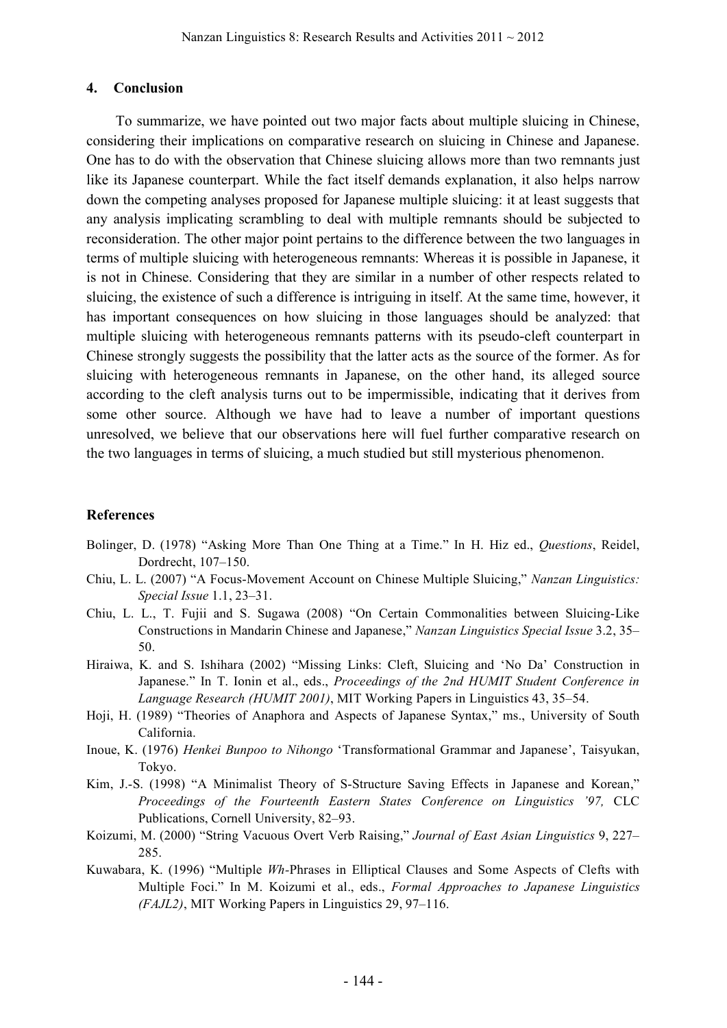## 4. Conclusion

To summarize, we have pointed out two major facts about multiple sluicing in Chinese, considering their implications on comparative research on sluicing in Chinese and Japanese. One has to do with the observation that Chinese sluicing allows more than two remnants just like its Japanese counterpart. While the fact itself demands explanation, it also helps narrow down the competing analyses proposed for Japanese multiple sluicing: it at least suggests that any analysis implicating scrambling to deal with multiple remnants should be subjected to reconsideration. The other major point pertains to the difference between the two languages in terms of multiple sluicing with heterogeneous remnants: Whereas it is possible in Japanese, it is not in Chinese. Considering that they are similar in a number of other respects related to sluicing, the existence of such a difference is intriguing in itself. At the same time, however, it has important consequences on how sluicing in those languages should be analyzed: that multiple sluicing with heterogeneous remnants patterns with its pseudo-cleft counterpart in Chinese strongly suggests the possibility that the latter acts as the source of the former. As for sluicing with heterogeneous remnants in Japanese, on the other hand, its alleged source according to the cleft analysis turns out to be impermissible, indicating that it derives from some other source. Although we have had to leave a number of important questions unresolved, we believe that our observations here will fuel further comparative research on the two languages in terms of sluicing, a much studied but still mysterious phenomenon.

## References

Bolinger, D. (1978) "Asking More Than One Thing at a Time." In H. Hiz ed., *Questions*, Reidel, Dordrecht, 107–150.

Chiu, L. L. (2007) "A Focus-Movement Account on Chinese Multiple Sluicing," *Nanzan Linguistics: Special Issue* 1.1, 23–31.

Chiu, L. L., T. Fujii and S. Sugawa (2008) "On Certain Commonalities between Sluicing-Like Constructions in Mandarin Chinese and Japanese," *Nanzan Linguistics Special Issue* 3.2, 35–50.

Hiraiwa, K. and S. Ishihara (2002) "Missing Links: Cleft, Sluicing and 'No Da' Construction in Japanese." In T. Ionin et al., eds., *Proceedings of the 2nd HUMIT Student Conference in Language Research (HUMIT 2001)*, MIT Working Papers in Linguistics 43, 35–54.

Hoji, H. (1989) "Theories of Anaphora and Aspects of Japanese Syntax," ms., University of South California.

Inoue, K. (1976) *Henkei Bunpoo to Nihongo* 'Transformational Grammar and Japanese', Taisyukan, Tokyo.

Kim, J.-S. (1998) "A Minimalist Theory of S-Structure Saving Effects in Japanese and Korean," *Proceedings of the Fourteenth Eastern States Conference on Linguistics '97,* CLC Publications, Cornell University, 82–93.

Koizumi, M. (2000) "String Vacuous Overt Verb Raising," *Journal of East Asian Linguistics* 9, 227–285.

Kuwabara, K. (1996) "Multiple *Wh*-Phrases in Elliptical Clauses and Some Aspects of Clefts with Multiple Foci." In M. Koizumi et al., eds., *Formal Approaches to Japanese Linguistics (FAJL2)*, MIT Working Papers in Linguistics 29, 97–116.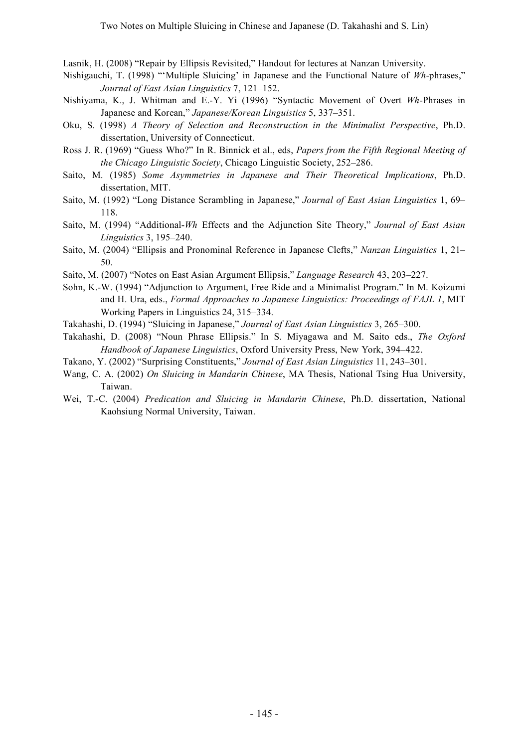Lasnik, H. (2008) "Repair by Ellipsis Revisited," Handout for lectures at Nanzan University.

Nishigauchi, T. (1998) "'Multiple Sluicing' in Japanese and the Functional Nature of *Wh*-phrases," *Journal of East Asian Linguistics* 7, 121–152.

Nishiyama, K., J. Whitman and E.-Y. Yi (1996) "Syntactic Movement of Overt *Wh*-Phrases in Japanese and Korean," *Japanese/Korean Linguistics* 5, 337–351.

Oku, S. (1998) *A Theory of Selection and Reconstruction in the Minimalist Perspective*, Ph.D. dissertation, University of Connecticut.

Ross J. R. (1969) "Guess Who?" In R. Binnick et al., eds, *Papers from the Fifth Regional Meeting of the Chicago Linguistic Society*, Chicago Linguistic Society, 252–286.

Saito, M. (1985) *Some Asymmetries in Japanese and Their Theoretical Implications*, Ph.D. dissertation, MIT.

Saito, M. (1992) "Long Distance Scrambling in Japanese," *Journal of East Asian Linguistics* 1, 69–118.

Saito, M. (1994) "Additional-*Wh* Effects and the Adjunction Site Theory," *Journal of East Asian Linguistics* 3, 195–240.

Saito, M. (2004) "Ellipsis and Pronominal Reference in Japanese Clefts," *Nanzan Linguistics* 1, 21–50.

Saito, M. (2007) "Notes on East Asian Argument Ellipsis," *Language Research* 43, 203–227.

Sohn, K.-W. (1994) "Adjunction to Argument, Free Ride and a Minimalist Program." In M. Koizumi and H. Ura, eds., *Formal Approaches to Japanese Linguistics: Proceedings of FAJL 1*, MIT Working Papers in Linguistics 24, 315–334.

Takahashi, D. (1994) "Sluicing in Japanese," *Journal of East Asian Linguistics* 3, 265–300.

Takahashi, D. (2008) "Noun Phrase Ellipsis." In S. Miyagawa and M. Saito eds., *The Oxford Handbook of Japanese Linguistics*, Oxford University Press, New York, 394–422.

Takano, Y. (2002) "Surprising Constituents," *Journal of East Asian Linguistics* 11, 243–301.

Wang, C. A. (2002) *On Sluicing in Mandarin Chinese*, MA Thesis, National Tsing Hua University, Taiwan.

Wei, T.-C. (2004) *Predication and Sluicing in Mandarin Chinese*, Ph.D. dissertation, National Kaohsiung Normal University, Taiwan.